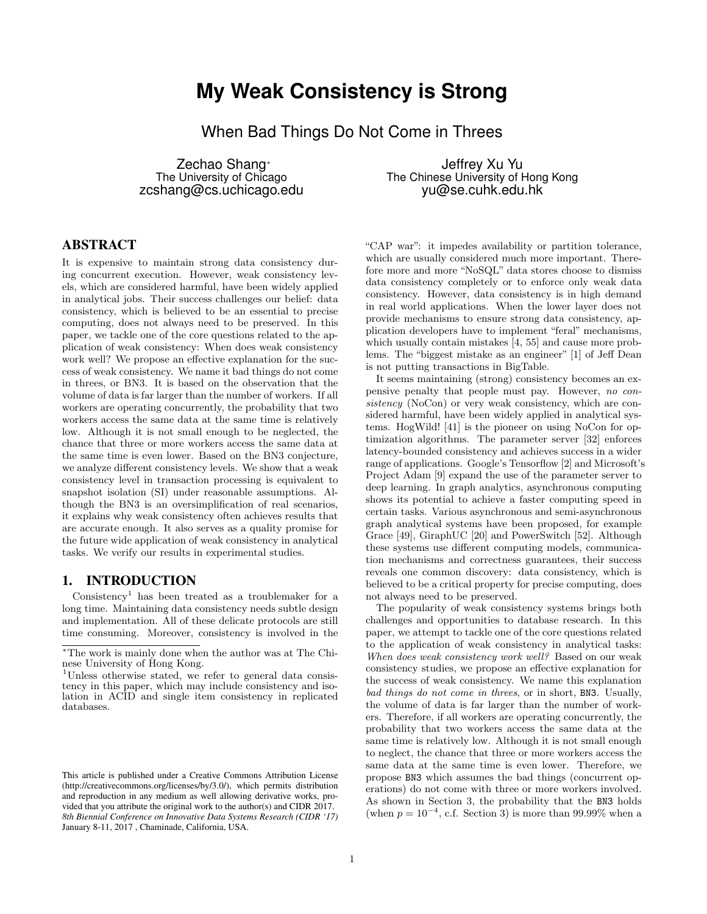# My Weak Consistency is Strong

## When Bad Things Do Not Come in Threes

Zechao Shang*
The University of Chicago
zcshang@cs.uchicago.edu

Jeffrey Xu Yu
The Chinese University of Hong Kong
yu@se.cuhk.edu.hk

## ABSTRACT

It is expensive to maintain strong data consistency during concurrent execution. However, weak consistency levels, which are considered harmful, have been widely applied in analytical jobs. Their success challenges our belief: data consistency, which is believed to be an essential to precise computing, does not always need to be preserved. In this paper, we tackle one of the core questions related to the application of weak consistency: When does weak consistency work well? We propose an effective explanation for the success of weak consistency. We name it bad things do not come in threes, or BN3. It is based on the observation that the volume of data is far larger than the number of workers. If all workers are operating concurrently, the probability that two workers access the same data at the same time is relatively low. Although it is not small enough to be neglected, the chance that three or more workers access the same data at the same time is even lower. Based on the BN3 conjecture, we analyze different consistency levels. We show that a weak consistency level in transaction processing is equivalent to snapshot isolation (SI) under reasonable assumptions. Although the BN3 is an oversimplification of real scenarios, it explains why weak consistency often achieves results that are accurate enough. It also serves as a quality promise for the future wide application of weak consistency in analytical tasks. We verify our results in experimental studies.

## 1. INTRODUCTION

Consistency[1] has been treated as a troublemaker for a long time. Maintaining data consistency needs subtle design and implementation. All of these delicate protocols are still time consuming. Moreover, consistency is involved in the "CAP war": it impedes availability or partition tolerance, which are usually considered much more important. Therefore more and more "NoSQL" data stores choose to dismiss data consistency completely or to enforce only weak data consistency. However, data consistency is in high demand in real world applications. When the lower layer does not provide mechanisms to ensure strong data consistency, application developers have to implement "feral" mechanisms, which usually contain mistakes [4, 55] and cause more problems. The "biggest mistake as an engineer" [1] of Jeff Dean is not putting transactions in BigTable.

It seems maintaining (strong) consistency becomes an expensive penalty that people must pay. However, *no consistency* (NoCon) or very weak consistency, which are considered harmful, have been widely applied in analytical systems. HogWild! [41] is the pioneer on using NoCon for optimization algorithms. The parameter server [32] enforces latency-bounded consistency and achieves success in a wider range of applications. Google's Tensorflow [2] and Microsoft's Project Adam [9] expand the use of the parameter server to deep learning. In graph analytics, asynchronous computing shows its potential to achieve a faster computing speed in certain tasks. Various asynchronous and semi-asynchronous graph analytical systems have been proposed, for example Grace [49], GiraphUC [20] and PowerSwitch [52]. Although these systems use different computing models, communication mechanisms and correctness guarantees, their success reveals one common discovery: data consistency, which is believed to be a critical property for precise computing, does not always need to be preserved.

The popularity of weak consistency systems brings both challenges and opportunities to database research. In this paper, we attempt to tackle one of the core questions related to the application of weak consistency in analytical tasks: *When does weak consistency work well?* Based on our weak consistency studies, we propose an effective explanation for the success of weak consistency. We name this explanation *bad things do not come in threes*, or in short, BN3. Usually, the volume of data is far larger than the number of workers. Therefore, if all workers are operating concurrently, the probability that two workers access the same data at the same time is relatively low. Although it is not small enough to neglect, the chance that three or more workers access the same data at the same time is even lower. Therefore, we propose BN3 which assumes the bad things (concurrent operations) do not come with three or more workers involved. As shown in Section 3, the probability that the BN3 holds (when $p = 10^{-4}$, c.f. Section 3) is more than 99.99% when a

*The work is mainly done when the author was at The Chinese University of Hong Kong.

[1] Unless otherwise stated, we refer to general data consistency in this paper, which may include consistency and isolation in ACID and single item consistency in replicated databases.

This article is published under a Creative Commons Attribution License (http://creativecommons.org/licenses/by/3.0/), which permits distribution and reproduction in any medium as well allowing derivative works, provided that you attribute the original work to the author(s) and CIDR 2017.
*8th Biennial Conference on Innovative Data Systems Research (CIDR '17)*
January 8-11, 2017 , Chaminade, California, USA.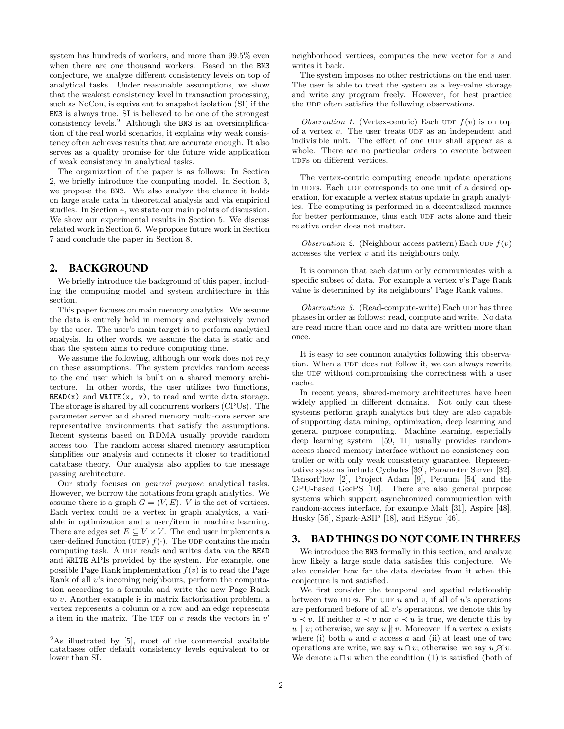system has hundreds of workers, and more than 99.5% even when there are one thousand workers. Based on the BN3 conjecture, we analyze different consistency levels on top of analytical tasks. Under reasonable assumptions, we show that the weakest consistency level in transaction processing, such as NoCon, is equivalent to snapshot isolation (SI) if the BN3 is always true. SI is believed to be one of the strongest consistency levels.[2] Although the BN3 is an oversimplification of the real world scenarios, it explains why weak consistency often achieves results that are accurate enough. It also serves as a quality promise for the future wide application of weak consistency in analytical tasks.

The organization of the paper is as follows: In Section 2, we briefly introduce the computing model. In Section 3, we propose the BN3. We also analyze the chance it holds on large scale data in theoretical analysis and via empirical studies. In Section 4, we state our main points of discussion. We show our experimental results in Section 5. We discuss related work in Section 6. We propose future work in Section 7 and conclude the paper in Section 8.

## 2. BACKGROUND

We briefly introduce the background of this paper, including the computing model and system architecture in this section.

This paper focuses on main memory analytics. We assume the data is entirely held in memory and exclusively owned by the user. The user's main target is to perform analytical analysis. In other words, we assume the data is static and that the system aims to reduce computing time.

We assume the following, although our work does not rely on these assumptions. The system provides random access to the end user which is built on a shared memory architecture. In other words, the user utilizes two functions, `READ(x)` and `WRITE(x, v)`, to read and write data storage. The storage is shared by all concurrent workers (CPUs). The parameter server and shared memory multi-core server are representative environments that satisfy the assumptions. Recent systems based on RDMA usually provide random access too. The random access shared memory assumption simplifies our analysis and connects it closer to traditional database theory. Our analysis also applies to the message passing architecture.

Our study focuses on *general purpose* analytical tasks. However, we borrow the notations from graph analytics. We assume there is a graph $G = (V, E)$. $V$ is the set of vertices. Each vertex could be a vertex in graph analytics, a variable in optimization and a user/item in machine learning. There are edges set $E \subseteq V \times V$. The end user implements a user-defined function (UDF) $f(\cdot)$. The UDF contains the main computing task. A UDF reads and writes data via the READ and WRITE APIs provided by the system. For example, one possible Page Rank implementation $f(v)$ is to read the Page Rank of all $v$'s incoming neighbours, perform the computation according to a formula and write the new Page Rank to $v$. Another example is in matrix factorization problem, a vertex represents a column or a row and an edge represents a item in the matrix. The UDF on $v$ reads the vectors in $v$' neighborhood vertices, computes the new vector for $v$ and writes it back.

The system imposes no other restrictions on the end user. The user is able to treat the system as a key-value storage and write any program freely. However, for best practice the UDF often satisfies the following observations.

*Observation 1.* (Vertex-centric) Each UDF $f(v)$ is on top of a vertex $v$. The user treats UDF as an independent and indivisible unit. The effect of one UDF shall appear as a whole. There are no particular orders to execute between UDFs on different vertices.

The vertex-centric computing encode update operations in UDFs. Each UDF corresponds to one unit of a desired operation, for example a vertex status update in graph analytics. The computing is performed in a decentralized manner for better performance, thus each UDF acts alone and their relative order does not matter.

*Observation 2.* (Neighbour access pattern) Each UDF $f(v)$ accesses the vertex $v$ and its neighbours only.

It is common that each datum only communicates with a specific subset of data. For example a vertex $v$'s Page Rank value is determined by its neighbours' Page Rank values.

*Observation 3.* (Read-compute-write) Each UDF has three phases in order as follows: read, compute and write. No data are read more than once and no data are written more than once.

It is easy to see common analytics following this observation. When a UDF does not follow it, we can always rewrite the UDF without compromising the correctness with a user cache.

In recent years, shared-memory architectures have been widely applied in different domains. Not only can these systems perform graph analytics but they are also capable of supporting data mining, optimization, deep learning and general purpose computing. Machine learning, especially deep learning system [59, 11] usually provides random-access shared-memory interface without no consistency controller or with only weak consistency guarantee. Representative systems include Cyclades [39], Parameter Server [32], TensorFlow [2], Project Adam [9], Petuum [54] and the GPU-based GeePS [10]. There are also general purpose systems which support asynchronized communication with random-access interface, for example Malt [31], Aspire [48], Husky [56], Spark-ASIP [18], and HSync [46].

## 3. BAD THINGS DO NOT COME IN THREES

We introduce the BN3 formally in this section, and analyze how likely a large scale data satisfies this conjecture. We also consider how far the data deviates from it when this conjecture is not satisfied.

We first consider the temporal and spatial relationship between two UDFs. For UDF $u$ and $v$, if all of $u$'s operations are performed before of all $v$'s operations, we denote this by $u \prec v$. If neither $u \prec v$ nor $v \prec u$ is true, we denote this by $u \parallel v$; otherwise, we say $u \nparallel v$. Moreover, if a vertex $a$ exists where (i) both $u$ and $v$ access $a$ and (ii) at least one of two operations are write, we say $u \cap v$; otherwise, we say $u \not\cap v$. We denote $u \sqcap v$ when the condition (1) is satisfied (both of

[2]As illustrated by [5], most of the commercial available databases offer default consistency levels equivalent to or lower than SI.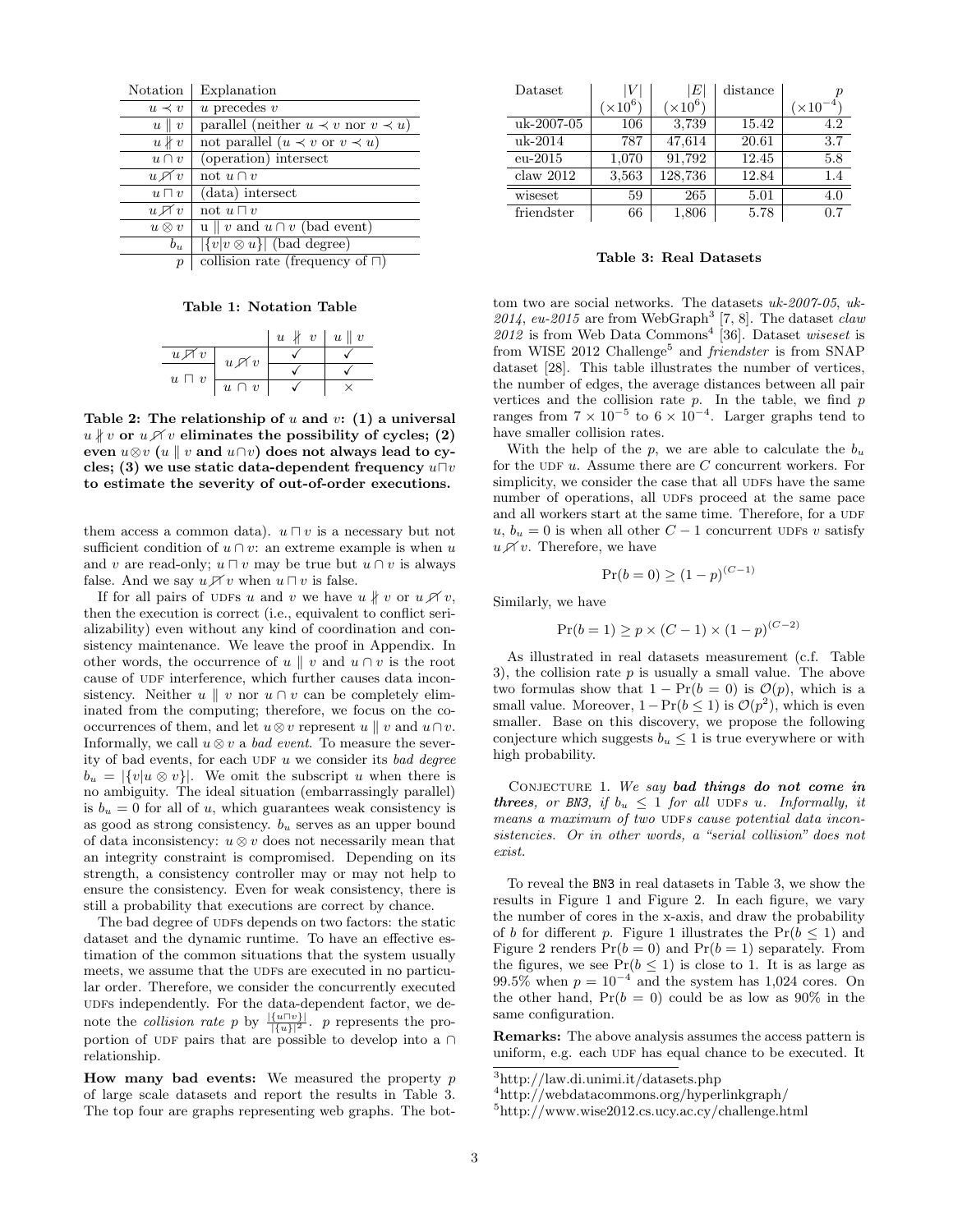| Notation | Explanation |
|---|---|
| $u \prec v$ | $u$ precedes $v$ |
| $u \parallel v$ | parallel (neither $u \prec v$ nor $v \prec u$) |
| $u \nparallel v$ | not parallel ($u \prec v$ or $v \prec u$) |
| $u \cap v$ | (operation) intersect |
| $u \not\cap v$ | not $u \cap v$ |
| $u \sqcap v$ | (data) intersect |
| $u \not\sqcap v$ | not $u \sqcap v$ |
| $u \otimes v$ | u $\parallel$ $v$ and $u \cap v$ (bad event) |
| $b_u$ | $\lvert\{v \mid v \otimes u\}\rvert$ (bad degree) |
| $p$ | collision rate (frequency of $\sqcap$) |

**Table 1: Notation Table**

| | | $u \nparallel v$ | $u \parallel v$ |
|---|---|---|---|
| $u \not\sqcap v$ | $u \not\cap v$ | ✓ | ✓ |
| $u \sqcap v$ | $u \not\cap v$ | ✓ | ✓ |
| $u \sqcap v$ | $u \cap v$ | ✓ | × |

**Table 2: The relationship of $u$ and $v$: (1) a universal $u \nparallel v$ or $u \not\cap v$ eliminates the possibility of cycles; (2) even $u \otimes v$ ($u \parallel v$ and $u \cap v$) does not always lead to cycles; (3) we use static data-dependent frequency $u \sqcap v$ to estimate the severity of out-of-order executions.**

them access a common data). $u \sqcap v$ is a necessary but not sufficient condition of $u \cap v$: an extreme example is when $u$ and $v$ are read-only; $u \sqcap v$ may be true but $u \cap v$ is always false. And we say $u \not\sqcap v$ when $u \sqcap v$ is false.

If for all pairs of UDFs $u$ and $v$ we have $u \nparallel v$ or $u \not\cap v$, then the execution is correct (i.e., equivalent to conflict serializability) even without any kind of coordination and consistency maintenance. We leave the proof in Appendix. In other words, the occurrence of $u \parallel v$ and $u \cap v$ is the root cause of UDF interference, which further causes data inconsistency. Neither $u \parallel v$ nor $u \cap v$ can be completely eliminated from the computing; therefore, we focus on the co-occurrences of them, and let $u \otimes v$ represent $u \parallel v$ and $u \cap v$. Informally, we call $u \otimes v$ a *bad event*. To measure the severity of bad events, for each UDF $u$ we consider its *bad degree* $b_u = \lvert\{v \mid u \otimes v\}\rvert$. We omit the subscript $u$ when there is no ambiguity. The ideal situation (embarrassingly parallel) is $b_u = 0$ for all of $u$, which guarantees weak consistency is as good as strong consistency. $b_u$ serves as an upper bound of data inconsistency: $u \otimes v$ does not necessarily mean that an integrity constraint is compromised. Depending on its strength, a consistency controller may or may not help to ensure the consistency. Even for weak consistency, there is still a probability that executions are correct by chance.

The bad degree of UDFs depends on two factors: the static dataset and the dynamic runtime. To have an effective estimation of the common situations that the system usually meets, we assume that the UDFs are executed in no particular order. Therefore, we consider the concurrently executed UDFs independently. For the data-dependent factor, we denote the *collision rate* $p$ by $\frac{\lvert\{u \sqcap v\}\rvert}{\lvert\{u\}\rvert^2}$. $p$ represents the proportion of UDF pairs that are possible to develop into a $\cap$ relationship.

**How many bad events:** We measured the property $p$ of large scale datasets and report the results in Table 3. The top four are graphs representing web graphs. The bottom two are social networks. The datasets *uk-2007-05*, *uk-2014*, *eu-2015* are from WebGraph[3] [7, 8]. The dataset *claw 2012* is from Web Data Commons[4] [36]. Dataset *wiseset* is from WISE 2012 Challenge[5] and *friendster* is from SNAP dataset [28]. This table illustrates the number of vertices, the number of edges, the average distances between all pair vertices and the collision rate $p$. In the table, we find $p$ ranges from $7 \times 10^{-5}$ to $6 \times 10^{-4}$. Larger graphs tend to have smaller collision rates.

| Dataset | $\lvert V\rvert$ ($\times 10^6$) | $\lvert E\rvert$ ($\times 10^6$) | distance | $p$ ($\times 10^{-4}$) |
|---|---|---|---|---|
| uk-2007-05 | 106 | 3,739 | 15.42 | 4.2 |
| uk-2014 | 787 | 47,614 | 20.61 | 3.7 |
| eu-2015 | 1,070 | 91,792 | 12.45 | 5.8 |
| claw 2012 | 3,563 | 128,736 | 12.84 | 1.4 |
| wiseset | 59 | 265 | 5.01 | 4.0 |
| friendster | 66 | 1,806 | 5.78 | 0.7 |

**Table 3: Real Datasets**

With the help of the $p$, we are able to calculate the $b_u$ for the UDF $u$. Assume there are $C$ concurrent workers. For simplicity, we consider the case that all UDFs have the same number of operations, all UDFs proceed at the same pace and all workers start at the same time. Therefore, for a UDF $u$, $b_u = 0$ is when all other $C-1$ concurrent UDFs $v$ satisfy $u \not\cap v$. Therefore, we have

$$\Pr(b = 0) \geq (1-p)^{(C-1)}$$

Similarly, we have

$$\Pr(b = 1) \geq p \times (C-1) \times (1-p)^{(C-2)}$$

As illustrated in real datasets measurement (c.f. Table 3), the collision rate $p$ is usually a small value. The above two formulas show that $1 - \Pr(b = 0)$ is $\mathcal{O}(p)$, which is a small value. Moreover, $1 - \Pr(b \leq 1)$ is $\mathcal{O}(p^2)$, which is even smaller. Base on this discovery, we propose the following conjecture which suggests $b_u \leq 1$ is true everywhere or with high probability.

Conjecture 1. *We say **bad things do not come in threes**, or BN3, if $b_u \leq 1$ for all UDFs $u$. Informally, it means a maximum of two UDFs cause potential data inconsistencies. Or in other words, a "serial collision" does not exist.*

To reveal the BN3 in real datasets in Table 3, we show the results in Figure 1 and Figure 2. In each figure, we vary the number of cores in the x-axis, and draw the probability of $b$ for different $p$. Figure 1 illustrates the $\Pr(b \leq 1)$ and Figure 2 renders $\Pr(b = 0)$ and $\Pr(b = 1)$ separately. From the figures, we see $\Pr(b \leq 1)$ is close to 1. It is as large as 99.5% when $p = 10^{-4}$ and the system has 1,024 cores. On the other hand, $\Pr(b = 0)$ could be as low as 90% in the same configuration.

**Remarks:** The above analysis assumes the access pattern is uniform, e.g. each UDF has equal chance to be executed. It

[3] http://law.di.unimi.it/datasets.php
[4] http://webdatacommons.org/hyperlinkgraph/
[5] http://www.wise2012.cs.ucy.ac.cy/challenge.html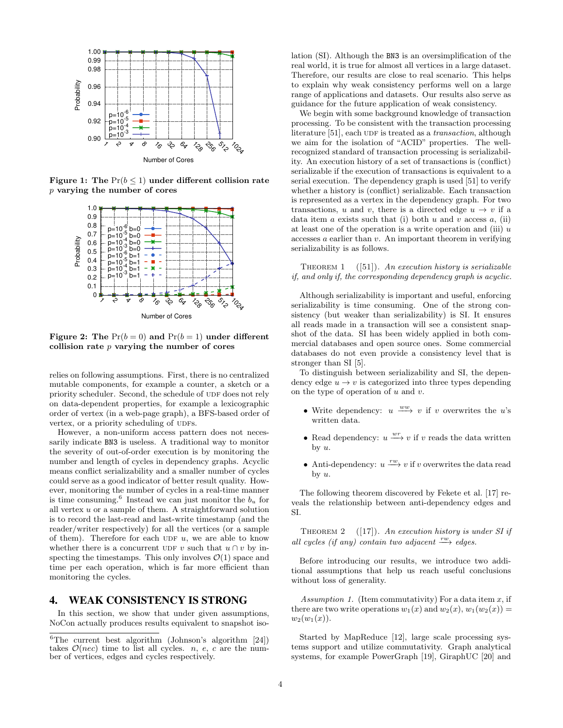**Figure 1: The $\Pr(b \leq 1)$ under different collision rate $p$ varying the number of cores**

**Figure 2: The $\Pr(b = 0)$ and $\Pr(b = 1)$ under different collision rate $p$ varying the number of cores**

relies on following assumptions. First, there is no centralized mutable components, for example a counter, a sketch or a priority scheduler. Second, the schedule of UDF does not rely on data-dependent properties, for example a lexicographic order of vertex (in a web-page graph), a BFS-based order of vertex, or a priority scheduling of UDFs.

However, a non-uniform access pattern does not necessarily indicate BN3 is useless. A traditional way to monitor the severity of out-of-order execution is by monitoring the number and length of cycles in dependency graphs. Acyclic means conflict serializability and a smaller number of cycles could serve as a good indicator of better result quality. However, monitoring the number of cycles in a real-time manner is time consuming.[6] Instead we can just monitor the $b_u$ for all vertex $u$ or a sample of them. A straightforward solution is to record the last-read and last-write timestamp (and the reader/writer respectively) for all the vertices (or a sample of them). Therefore for each UDF $u$, we are able to know whether there is a concurrent UDF $v$ such that $u \cap v$ by inspecting the timestamps. This only involves $\mathcal{O}(1)$ space and time per each operation, which is far more efficient than monitoring the cycles.

## 4. WEAK CONSISTENCY IS STRONG

In this section, we show that under given assumptions, NoCon actually produces results equivalent to snapshot isolation (SI). Although the BN3 is an oversimplification of the real world, it is true for almost all vertices in a large dataset. Therefore, our results are close to real scenario. This helps to explain why weak consistency performs well on a large range of applications and datasets. Our results also serve as guidance for the future application of weak consistency.

We begin with some background knowledge of transaction processing. To be consistent with the transaction processing literature [51], each UDF is treated as a *transaction*, although we aim for the isolation of "ACID" properties. The well-recognized standard of transaction processing is serializability. An execution history of a set of transactions is (conflict) serializable if the execution of transactions is equivalent to a serial execution. The dependency graph is used [51] to verify whether a history is (conflict) serializable. Each transaction is represented as a vertex in the dependency graph. For two transactions, $u$ and $v$, there is a directed edge $u \rightarrow v$ if a data item $a$ exists such that (i) both $u$ and $v$ access $a$, (ii) at least one of the operation is a write operation and (iii) $u$ accesses $a$ earlier than $v$. An important theorem in verifying serializability is as follows.

THEOREM 1 ([51]). *An execution history is serializable if, and only if, the corresponding dependency graph is acyclic.*

Although serializability is important and useful, enforcing serializability is time consuming. One of the strong consistency (but weaker than serializability) is SI. It ensures all reads made in a transaction will see a consistent snapshot of the data. SI has been widely applied in both commercial databases and open source ones. Some commercial databases do not even provide a consistency level that is stronger than SI [5].

To distinguish between serializability and SI, the dependency edge $u \rightarrow v$ is categorized into three types depending on the type of operation of $u$ and $v$.

- Write dependency: $u \xrightarrow{ww} v$ if $v$ overwrites the $u$'s written data.
- Read dependency: $u \xrightarrow{wr} v$ if $v$ reads the data written by $u$.
- Anti-dependency: $u \xrightarrow{rw} v$ if $v$ overwrites the data read by $u$.

The following theorem discovered by Fekete et al. [17] reveals the relationship between anti-dependency edges and SI.

THEOREM 2 ([17]). *An execution history is under SI if all cycles (if any) contain two adjacent $\xrightarrow{rw}$ edges.*

Before introducing our results, we introduce two additional assumptions that help us reach useful conclusions without loss of generality.

*Assumption 1.* (Item commutativity) For a data item $x$, if there are two write operations $w_1(x)$ and $w_2(x)$, $w_1(w_2(x)) = w_2(w_1(x))$.

Started by MapReduce [12], large scale processing systems support and utilize commutativity. Graph analytical systems, for example PowerGraph [19], GiraphUC [20] and

[6] The current best algorithm (Johnson's algorithm [24]) takes $\mathcal{O}(nec)$ time to list all cycles. $n$, $e$, $c$ are the number of vertices, edges and cycles respectively.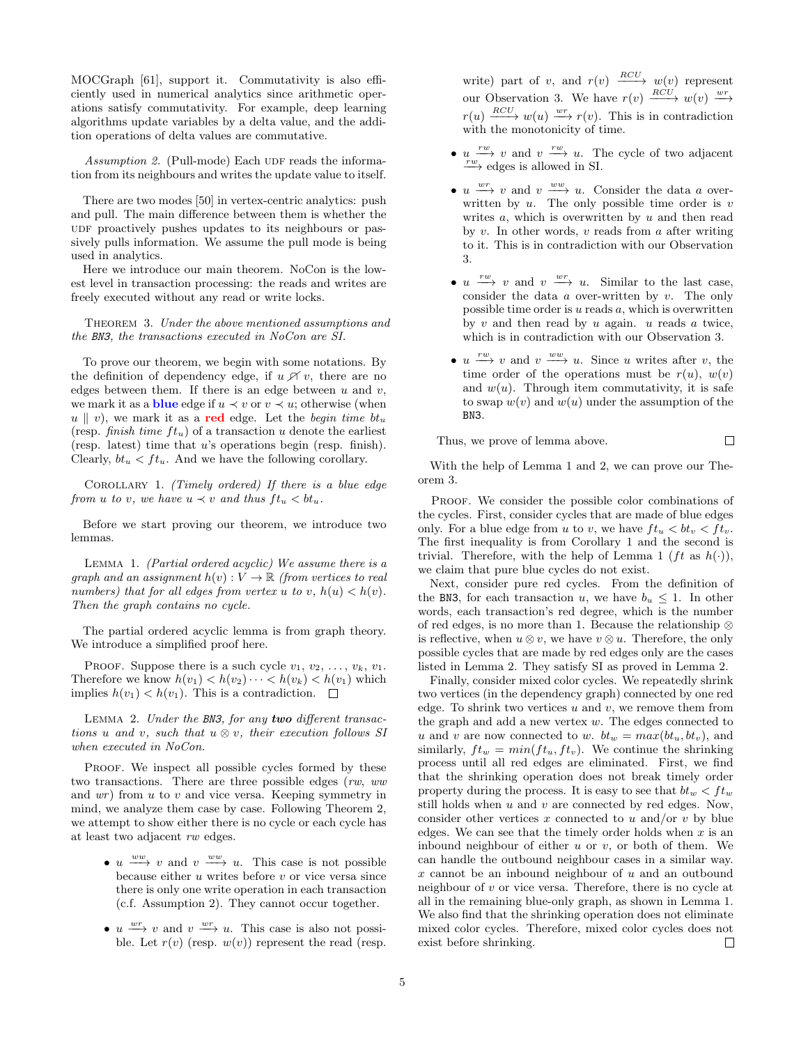MOCGraph [61], support it. Commutativity is also efficiently used in numerical analytics since arithmetic operations satisfy commutativity. For example, deep learning algorithms update variables by a delta value, and the addition operations of delta values are commutative.

*Assumption 2.* (Pull-mode) Each UDF reads the information from its neighbours and writes the update value to itself.

There are two modes [50] in vertex-centric analytics: push and pull. The main difference between them is whether the UDF proactively pushes updates to its neighbours or passively pulls information. We assume the pull mode is being used in analytics.

Here we introduce our main theorem. NoCon is the lowest level in transaction processing: the reads and writes are freely executed without any read or write locks.

THEOREM 3. *Under the above mentioned assumptions and the BN3, the transactions executed in NoCon are SI.*

To prove our theorem, we begin with some notations. By the definition of dependency edge, if $u \not\nearrow v$, there are no edges between them. If there is an edge between $u$ and $v$, we mark it as a **blue** edge if $u \prec v$ or $v \prec u$; otherwise (when $u \parallel v$), we mark it as a **red** edge. Let the *begin time* $bt_u$ (resp. *finish time* $ft_u$) of a transaction $u$ denote the earliest (resp. latest) time that $u$'s operations begin (resp. finish). Clearly, $bt_u < ft_u$. And we have the following corollary.

COROLLARY 1. *(Timely ordered) If there is a blue edge from $u$ to $v$, we have $u \prec v$ and thus $ft_u < bt_u$.*

Before we start proving our theorem, we introduce two lemmas.

LEMMA 1. *(Partial ordered acyclic) We assume there is a graph and an assignment $h(v) : V \to \mathbb{R}$ (from vertices to real numbers) that for all edges from vertex $u$ to $v$, $h(u) < h(v)$. Then the graph contains no cycle.*

The partial ordered acyclic lemma is from graph theory. We introduce a simplified proof here.

PROOF. Suppose there is a such cycle $v_1, v_2, \ldots, v_k, v_1$. Therefore we know $h(v_1) < h(v_2) \cdots < h(v_k) < h(v_1)$ which implies $h(v_1) < h(v_1)$. This is a contradiction. □

LEMMA 2. *Under the BN3, for any **two** different transactions $u$ and $v$, such that $u \otimes v$, their execution follows SI when executed in NoCon.*

PROOF. We inspect all possible cycles formed by these two transactions. There are three possible edges ($rw$, $ww$ and $wr$) from $u$ to $v$ and vice versa. Keeping symmetry in mind, we analyze them case by case. Following Theorem 2, we attempt to show either there is no cycle or each cycle has at least two adjacent $rw$ edges.

- $u \xrightarrow{ww} v$ and $v \xrightarrow{ww} u$. This case is not possible because either $u$ writes before $v$ or vice versa since there is only one write operation in each transaction (c.f. Assumption 2). They cannot occur together.
- $u \xrightarrow{wr} v$ and $v \xrightarrow{wr} u$. This case is also not possible. Let $r(v)$ (resp. $w(v)$) represent the read (resp. write) part of $v$, and $r(v) \xrightarrow{RCU} w(v)$ represent our Observation 3. We have $r(v) \xrightarrow{RCU} w(v) \xrightarrow{wr} r(u) \xrightarrow{RCU} w(u) \xrightarrow{wr} r(v)$. This is in contradiction with the monotonicity of time.
- $u \xrightarrow{rw} v$ and $v \xrightarrow{rw} u$. The cycle of two adjacent $\xrightarrow{rw}$ edges is allowed in SI.
- $u \xrightarrow{wr} v$ and $v \xrightarrow{ww} u$. Consider the data $a$ overwritten by $u$. The only possible time order is $v$ writes $a$, which is overwritten by $u$ and then read by $v$. In other words, $v$ reads from $a$ after writing to it. This is in contradiction with our Observation 3.
- $u \xrightarrow{rw} v$ and $v \xrightarrow{wr} u$. Similar to the last case, consider the data $a$ over-written by $v$. The only possible time order is $u$ reads $a$, which is overwritten by $v$ and then read by $u$ again. $u$ reads $a$ twice, which is in contradiction with our Observation 3.
- $u \xrightarrow{rw} v$ and $v \xrightarrow{ww} u$. Since $u$ writes after $v$, the time order of the operations must be $r(u)$, $w(v)$ and $w(u)$. Through item commutativity, it is safe to swap $w(v)$ and $w(u)$ under the assumption of the BN3.

Thus, we prove of lemma above. □

With the help of Lemma 1 and 2, we can prove our Theorem 3.

PROOF. We consider the possible color combinations of the cycles. First, consider cycles that are made of blue edges only. For a blue edge from $u$ to $v$, we have $ft_u < bt_v < ft_v$. The first inequality is from Corollary 1 and the second is trivial. Therefore, with the help of Lemma 1 ($ft$ as $h(\cdot)$), we claim that pure blue cycles do not exist.

Next, consider pure red cycles. From the definition of the BN3, for each transaction $u$, we have $b_u \leq 1$. In other words, each transaction's red degree, which is the number of red edges, is no more than 1. Because the relationship $\otimes$ is reflective, when $u \otimes v$, we have $v \otimes u$. Therefore, the only possible cycles that are made by red edges only are the cases listed in Lemma 2. They satisfy SI as proved in Lemma 2.

Finally, consider mixed color cycles. We repeatedly shrink two vertices (in the dependency graph) connected by one red edge. To shrink two vertices $u$ and $v$, we remove them from the graph and add a new vertex $w$. The edges connected to $u$ and $v$ are now connected to $w$. $bt_w = max(bt_u, bt_v)$, and similarly, $ft_w = min(ft_u, ft_v)$. We continue the shrinking process until all red edges are eliminated. First, we find that the shrinking operation does not break timely order property during the process. It is easy to see that $bt_w < ft_w$ still holds when $u$ and $v$ are connected by red edges. Now, consider other vertices $x$ connected to $u$ and/or $v$ by blue edges. We can see that the timely order holds when $x$ is an inbound neighbour of either $u$ or $v$, or both of them. We can handle the outbound neighbour cases in a similar way. $x$ cannot be an inbound neighbour of $u$ and an outbound neighbour of $v$ or vice versa. Therefore, there is no cycle at all in the remaining blue-only graph, as shown in Lemma 1. We also find that the shrinking operation does not eliminate mixed color cycles. Therefore, mixed color cycles does not exist before shrinking. □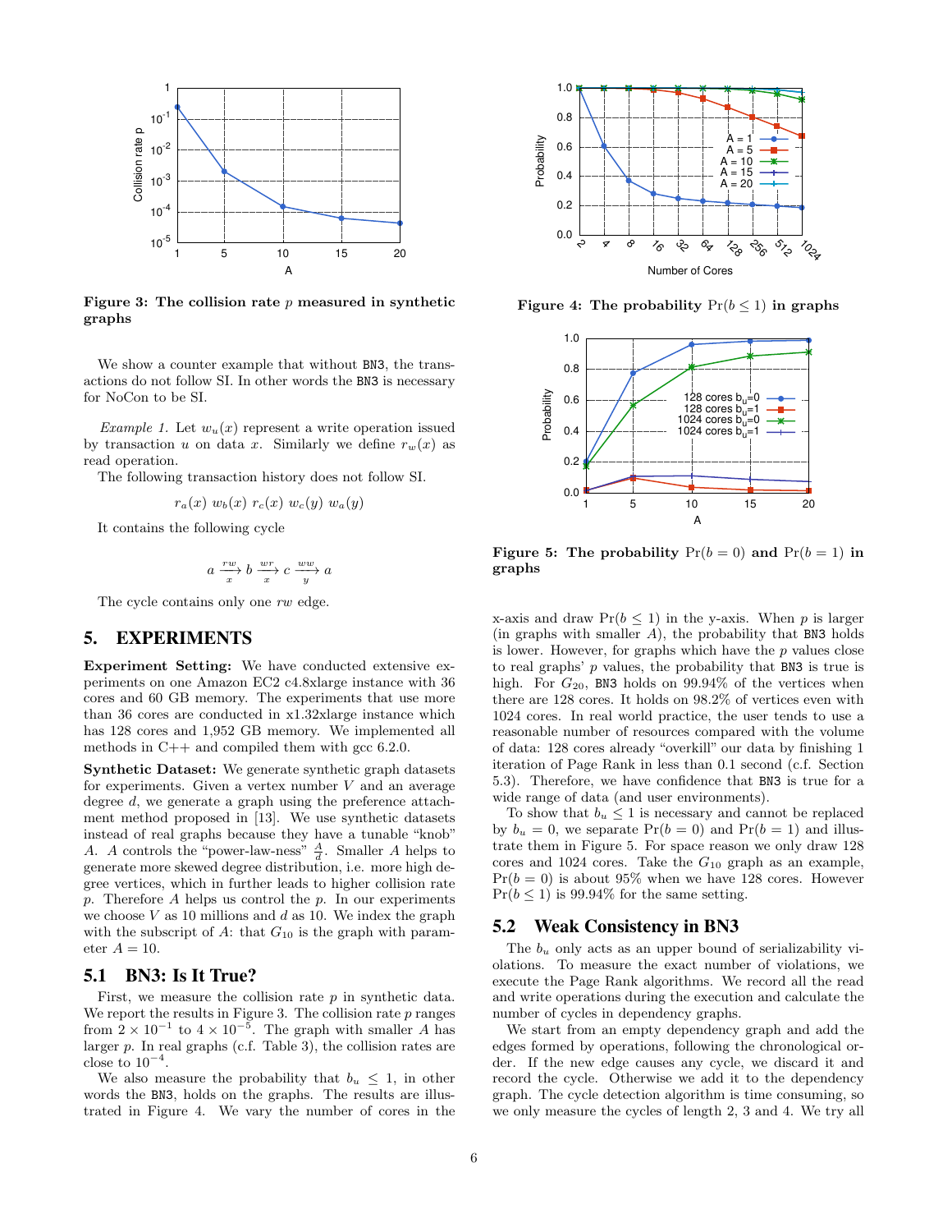Figure 3: The collision rate $p$ measured in synthetic graphs

We show a counter example that without BN3, the transactions do not follow SI. In other words the BN3 is necessary for NoCon to be SI.

*Example 1.* Let $w_u(x)$ represent a write operation issued by transaction $u$ on data $x$. Similarly we define $r_w(x)$ as read operation.

The following transaction history does not follow SI.

$$r_a(x)\ w_b(x)\ r_c(x)\ w_c(y)\ w_a(y)$$

It contains the following cycle

$$a \xrightarrow[x]{rw} b \xrightarrow[x]{wr} c \xrightarrow[y]{ww} a$$

The cycle contains only one $rw$ edge.

## 5. EXPERIMENTS

**Experiment Setting:** We have conducted extensive experiments on one Amazon EC2 c4.8xlarge instance with 36 cores and 60 GB memory. The experiments that use more than 36 cores are conducted in x1.32xlarge instance which has 128 cores and 1,952 GB memory. We implemented all methods in C++ and compiled them with gcc 6.2.0.

**Synthetic Dataset:** We generate synthetic graph datasets for experiments. Given a vertex number $V$ and an average degree $d$, we generate a graph using the preference attachment method proposed in [13]. We use synthetic datasets instead of real graphs because they have a tunable "knob" $A$. $A$ controls the "power-law-ness" $\frac{A}{d}$. Smaller $A$ helps to generate more skewed degree distribution, i.e. more high degree vertices, which in further leads to higher collision rate $p$. Therefore $A$ helps us control the $p$. In our experiments we choose $V$ as 10 millions and $d$ as 10. We index the graph with the subscript of $A$: that $G_{10}$ is the graph with parameter $A = 10$.

### 5.1 BN3: Is It True?

First, we measure the collision rate $p$ in synthetic data. We report the results in Figure 3. The collision rate $p$ ranges from $2 \times 10^{-1}$ to $4 \times 10^{-5}$. The graph with smaller $A$ has larger $p$. In real graphs (c.f. Table 3), the collision rates are close to $10^{-4}$.

We also measure the probability that $b_u \leq 1$, in other words the BN3, holds on the graphs. The results are illustrated in Figure 4. We vary the number of cores in the x-axis and draw $\Pr(b \leq 1)$ in the y-axis. When $p$ is larger (in graphs with smaller $A$), the probability that BN3 holds is lower. However, for graphs which have the $p$ values close to real graphs' $p$ values, the probability that BN3 is true is high. For $G_{20}$, BN3 holds on 99.94% of the vertices when there are 128 cores. It holds on 98.2% of vertices even with 1024 cores. In real world practice, the user tends to use a reasonable number of resources compared with the volume of data: 128 cores already "overkill" our data by finishing 1 iteration of Page Rank in less than 0.1 second (c.f. Section 5.3). Therefore, we have confidence that BN3 is true for a wide range of data (and user environments).

Figure 4: The probability $\Pr(b \leq 1)$ in graphs

Figure 5: The probability $\Pr(b = 0)$ and $\Pr(b = 1)$ in graphs

To show that $b_u \leq 1$ is necessary and cannot be replaced by $b_u = 0$, we separate $\Pr(b = 0)$ and $\Pr(b = 1)$ and illustrate them in Figure 5. For space reason we only draw 128 cores and 1024 cores. Take the $G_{10}$ graph as an example, $\Pr(b = 0)$ is about 95% when we have 128 cores. However $\Pr(b \leq 1)$ is 99.94% for the same setting.

### 5.2 Weak Consistency in BN3

The $b_u$ only acts as an upper bound of serializability violations. To measure the exact number of violations, we execute the Page Rank algorithms. We record all the read and write operations during the execution and calculate the number of cycles in dependency graphs.

We start from an empty dependency graph and add the edges formed by operations, following the chronological order. If the new edge causes any cycle, we discard it and record the cycle. Otherwise we add it to the dependency graph. The cycle detection algorithm is time consuming, so we only measure the cycles of length 2, 3 and 4. We try all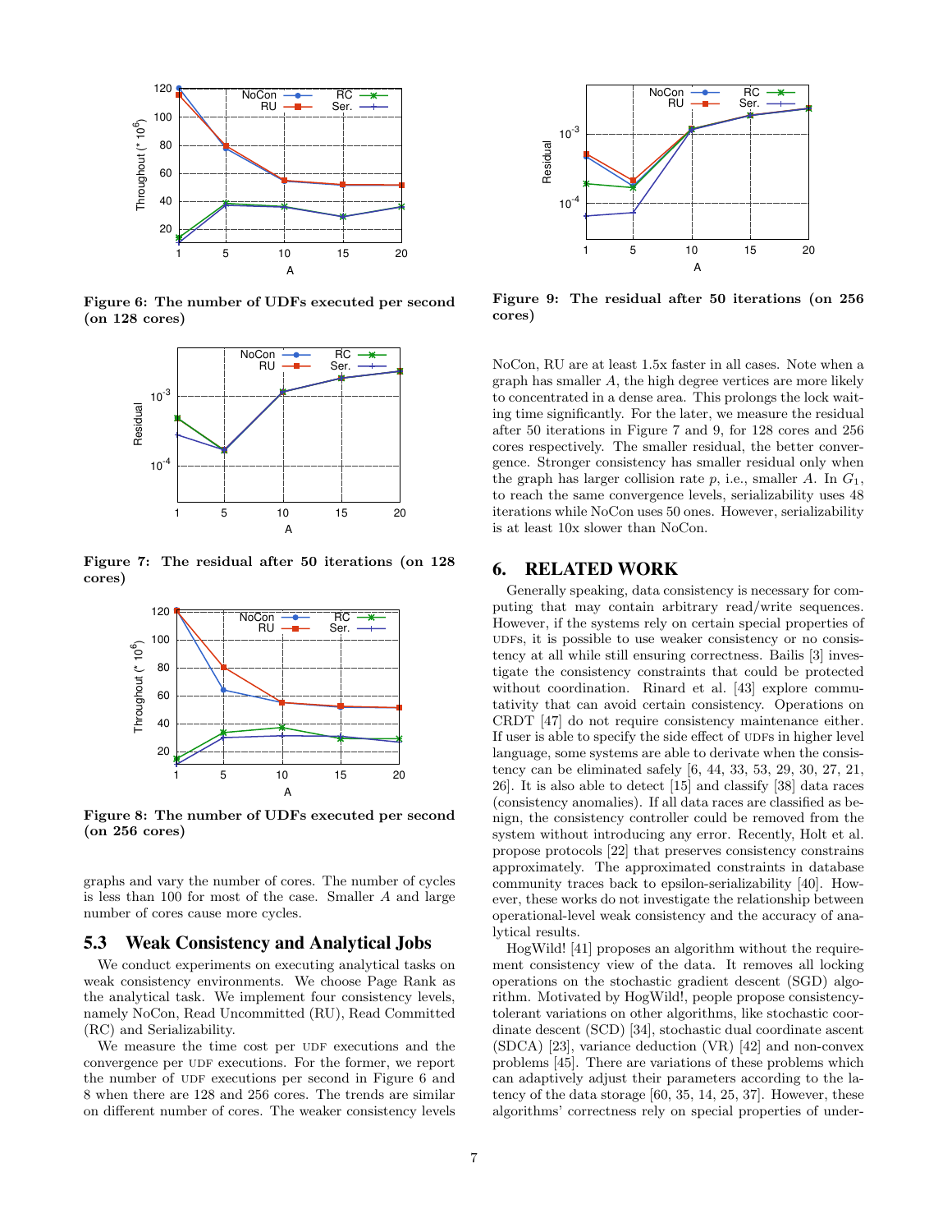Figure 6: The number of UDFs executed per second (on 128 cores)

Figure 7: The residual after 50 iterations (on 128 cores)

Figure 8: The number of UDFs executed per second (on 256 cores)

graphs and vary the number of cores. The number of cycles is less than 100 for most of the case. Smaller $A$ and large number of cores cause more cycles.

## 5.3 Weak Consistency and Analytical Jobs

We conduct experiments on executing analytical tasks on weak consistency environments. We choose Page Rank as the analytical task. We implement four consistency levels, namely NoCon, Read Uncommitted (RU), Read Committed (RC) and Serializability.

We measure the time cost per UDF executions and the convergence per UDF executions. For the former, we report the number of UDF executions per second in Figure 6 and 8 when there are 128 and 256 cores. The trends are similar on different number of cores. The weaker consistency levels NoCon, RU are at least 1.5x faster in all cases. Note when a graph has smaller $A$, the high degree vertices are more likely to concentrated in a dense area. This prolongs the lock waiting time significantly. For the later, we measure the residual after 50 iterations in Figure 7 and 9, for 128 cores and 256 cores respectively. The smaller residual, the better convergence. Stronger consistency has smaller residual only when the graph has larger collision rate $p$, i.e., smaller $A$. In $G_1$, to reach the same convergence levels, serializability uses 48 iterations while NoCon uses 50 ones. However, serializability is at least 10x slower than NoCon.

Figure 9: The residual after 50 iterations (on 256 cores)

# 6. RELATED WORK

Generally speaking, data consistency is necessary for computing that may contain arbitrary read/write sequences. However, if the systems rely on certain special properties of UDFs, it is possible to use weaker consistency or no consistency at all while still ensuring correctness. Bailis [3] investigate the consistency constraints that could be protected without coordination. Rinard et al. [43] explore commutativity that can avoid certain consistency. Operations on CRDT [47] do not require consistency maintenance either. If user is able to specify the side effect of UDFs in higher level language, some systems are able to derivate when the consistency can be eliminated safely [6, 44, 33, 53, 29, 30, 27, 21, 26]. It is also able to detect [15] and classify [38] data races (consistency anomalies). If all data races are classified as benign, the consistency controller could be removed from the system without introducing any error. Recently, Holt et al. propose protocols [22] that preserves consistency constrains approximately. The approximated constraints in database community traces back to epsilon-serializability [40]. However, these works do not investigate the relationship between operational-level weak consistency and the accuracy of analytical results.

HogWild! [41] proposes an algorithm without the requirement consistency view of the data. It removes all locking operations on the stochastic gradient descent (SGD) algorithm. Motivated by HogWild!, people propose consistency-tolerant variations on other algorithms, like stochastic coordinate descent (SCD) [34], stochastic dual coordinate ascent (SDCA) [23], variance deduction (VR) [42] and non-convex problems [45]. There are variations of these problems which can adaptively adjust their parameters according to the latency of the data storage [60, 35, 14, 25, 37]. However, these algorithms' correctness rely on special properties of under-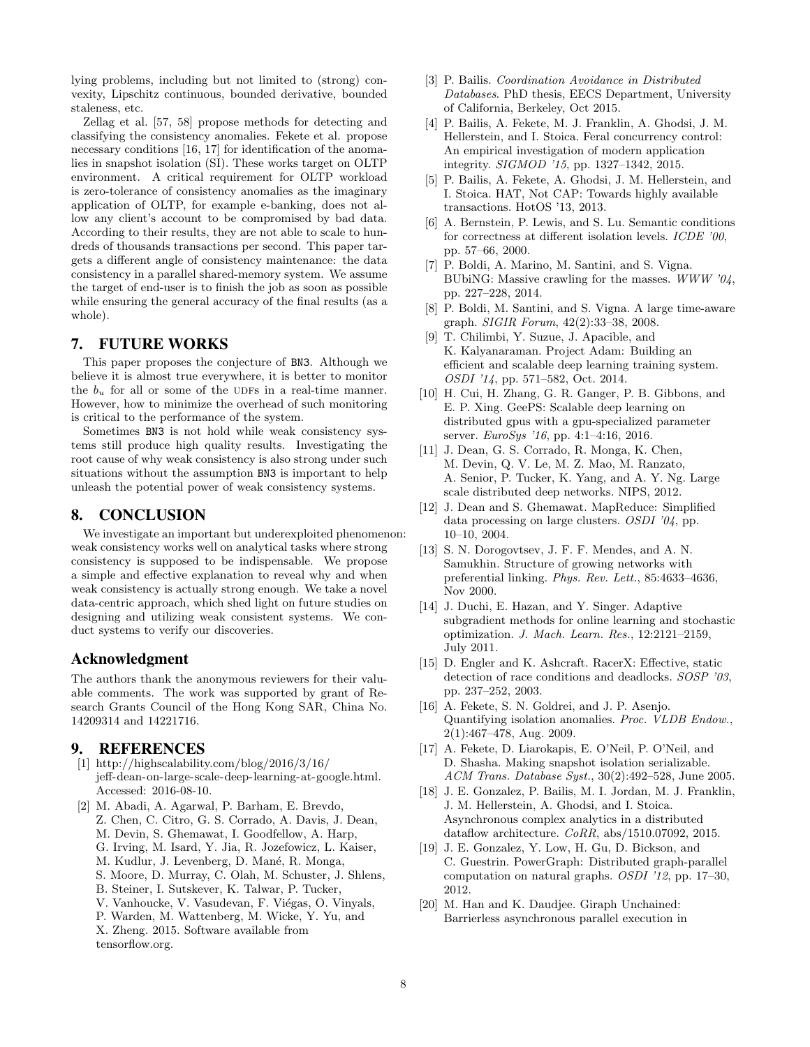lying problems, including but not limited to (strong) convexity, Lipschitz continuous, bounded derivative, bounded staleness, etc.

Zellag et al. [57, 58] propose methods for detecting and classifying the consistency anomalies. Fekete et al. propose necessary conditions [16, 17] for identification of the anomalies in snapshot isolation (SI). These works target on OLTP environment. A critical requirement for OLTP workload is zero-tolerance of consistency anomalies as the imaginary application of OLTP, for example e-banking, does not allow any client's account to be compromised by bad data. According to their results, they are not able to scale to hundreds of thousands transactions per second. This paper targets a different angle of consistency maintenance: the data consistency in a parallel shared-memory system. We assume the target of end-user is to finish the job as soon as possible while ensuring the general accuracy of the final results (as a whole).

## 7. FUTURE WORKS

This paper proposes the conjecture of BN3. Although we believe it is almost true everywhere, it is better to monitor the $b_u$ for all or some of the UDFs in a real-time manner. However, how to minimize the overhead of such monitoring is critical to the performance of the system.

Sometimes BN3 is not hold while weak consistency systems still produce high quality results. Investigating the root cause of why weak consistency is also strong under such situations without the assumption BN3 is important to help unleash the potential power of weak consistency systems.

## 8. CONCLUSION

We investigate an important but underexploited phenomenon: weak consistency works well on analytical tasks where strong consistency is supposed to be indispensable. We propose a simple and effective explanation to reveal why and when weak consistency is actually strong enough. We take a novel data-centric approach, which shed light on future studies on designing and utilizing weak consistent systems. We conduct systems to verify our discoveries.

## Acknowledgment

The authors thank the anonymous reviewers for their valuable comments. The work was supported by grant of Research Grants Council of the Hong Kong SAR, China No. 14209314 and 14221716.

## 9. REFERENCES

[1] http://highscalability.com/blog/2016/3/16/jeff-dean-on-large-scale-deep-learning-at-google.html. Accessed: 2016-08-10.

[2] M. Abadi, A. Agarwal, P. Barham, E. Brevdo, Z. Chen, C. Citro, G. S. Corrado, A. Davis, J. Dean, M. Devin, S. Ghemawat, I. Goodfellow, A. Harp, G. Irving, M. Isard, Y. Jia, R. Jozefowicz, L. Kaiser, M. Kudlur, J. Levenberg, D. Mané, R. Monga, S. Moore, D. Murray, C. Olah, M. Schuster, J. Shlens, B. Steiner, I. Sutskever, K. Talwar, P. Tucker, V. Vanhoucke, V. Vasudevan, F. Viégas, O. Vinyals, P. Warden, M. Wattenberg, M. Wicke, Y. Yu, and X. Zheng. 2015. Software available from tensorflow.org.

[3] P. Bailis. *Coordination Avoidance in Distributed Databases*. PhD thesis, EECS Department, University of California, Berkeley, Oct 2015.

[4] P. Bailis, A. Fekete, M. J. Franklin, A. Ghodsi, J. M. Hellerstein, and I. Stoica. Feral concurrency control: An empirical investigation of modern application integrity. *SIGMOD '15*, pp. 1327–1342, 2015.

[5] P. Bailis, A. Fekete, A. Ghodsi, J. M. Hellerstein, and I. Stoica. HAT, Not CAP: Towards highly available transactions. HotOS '13, 2013.

[6] A. Bernstein, P. Lewis, and S. Lu. Semantic conditions for correctness at different isolation levels. *ICDE '00*, pp. 57–66, 2000.

[7] P. Boldi, A. Marino, M. Santini, and S. Vigna. BUbiNG: Massive crawling for the masses. *WWW '04*, pp. 227–228, 2014.

[8] P. Boldi, M. Santini, and S. Vigna. A large time-aware graph. *SIGIR Forum*, 42(2):33–38, 2008.

[9] T. Chilimbi, Y. Suzue, J. Apacible, and K. Kalyanaraman. Project Adam: Building an efficient and scalable deep learning training system. *OSDI '14*, pp. 571–582, Oct. 2014.

[10] H. Cui, H. Zhang, G. R. Ganger, P. B. Gibbons, and E. P. Xing. GeePS: Scalable deep learning on distributed gpus with a gpu-specialized parameter server. *EuroSys '16*, pp. 4:1–4:16, 2016.

[11] J. Dean, G. S. Corrado, R. Monga, K. Chen, M. Devin, Q. V. Le, M. Z. Mao, M. Ranzato, A. Senior, P. Tucker, K. Yang, and A. Y. Ng. Large scale distributed deep networks. NIPS, 2012.

[12] J. Dean and S. Ghemawat. MapReduce: Simplified data processing on large clusters. *OSDI '04*, pp. 10–10, 2004.

[13] S. N. Dorogovtsev, J. F. F. Mendes, and A. N. Samukhin. Structure of growing networks with preferential linking. *Phys. Rev. Lett.*, 85:4633–4636, Nov 2000.

[14] J. Duchi, E. Hazan, and Y. Singer. Adaptive subgradient methods for online learning and stochastic optimization. *J. Mach. Learn. Res.*, 12:2121–2159, July 2011.

[15] D. Engler and K. Ashcraft. RacerX: Effective, static detection of race conditions and deadlocks. *SOSP '03*, pp. 237–252, 2003.

[16] A. Fekete, S. N. Goldrei, and J. P. Asenjo. Quantifying isolation anomalies. *Proc. VLDB Endow.*, 2(1):467–478, Aug. 2009.

[17] A. Fekete, D. Liarokapis, E. O'Neil, P. O'Neil, and D. Shasha. Making snapshot isolation serializable. *ACM Trans. Database Syst.*, 30(2):492–528, June 2005.

[18] J. E. Gonzalez, P. Bailis, M. I. Jordan, M. J. Franklin, J. M. Hellerstein, A. Ghodsi, and I. Stoica. Asynchronous complex analytics in a distributed dataflow architecture. *CoRR*, abs/1510.07092, 2015.

[19] J. E. Gonzalez, Y. Low, H. Gu, D. Bickson, and C. Guestrin. PowerGraph: Distributed graph-parallel computation on natural graphs. *OSDI '12*, pp. 17–30, 2012.

[20] M. Han and K. Daudjee. Giraph Unchained: Barrierless asynchronous parallel execution in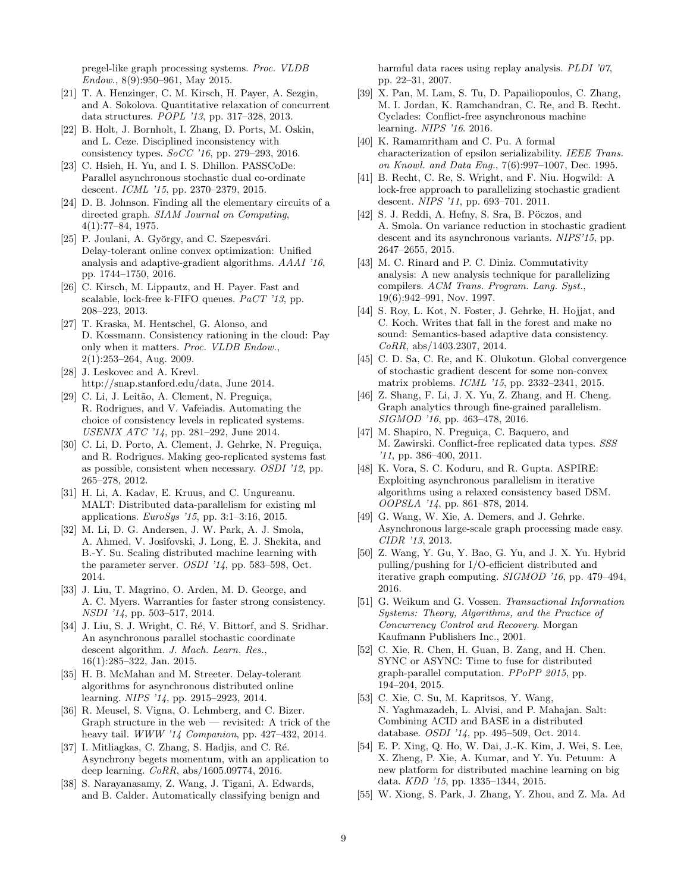pregel-like graph processing systems. *Proc. VLDB Endow.*, 8(9):950–961, May 2015.

[21] T. A. Henzinger, C. M. Kirsch, H. Payer, A. Sezgin, and A. Sokolova. Quantitative relaxation of concurrent data structures. *POPL '13*, pp. 317–328, 2013.

[22] B. Holt, J. Bornholt, I. Zhang, D. Ports, M. Oskin, and L. Ceze. Disciplined inconsistency with consistency types. *SoCC '16*, pp. 279–293, 2016.

[23] C. Hsieh, H. Yu, and I. S. Dhillon. PASSCoDe: Parallel asynchronous stochastic dual co-ordinate descent. *ICML '15*, pp. 2370–2379, 2015.

[24] D. B. Johnson. Finding all the elementary circuits of a directed graph. *SIAM Journal on Computing*, 4(1):77–84, 1975.

[25] P. Joulani, A. György, and C. Szepesvári. Delay-tolerant online convex optimization: Unified analysis and adaptive-gradient algorithms. *AAAI '16*, pp. 1744–1750, 2016.

[26] C. Kirsch, M. Lippautz, and H. Payer. Fast and scalable, lock-free k-FIFO queues. *PaCT '13*, pp. 208–223, 2013.

[27] T. Kraska, M. Hentschel, G. Alonso, and D. Kossmann. Consistency rationing in the cloud: Pay only when it matters. *Proc. VLDB Endow.*, 2(1):253–264, Aug. 2009.

[28] J. Leskovec and A. Krevl. http://snap.stanford.edu/data, June 2014.

[29] C. Li, J. Leitão, A. Clement, N. Preguiça, R. Rodrigues, and V. Vafeiadis. Automating the choice of consistency levels in replicated systems. *USENIX ATC '14*, pp. 281–292, June 2014.

[30] C. Li, D. Porto, A. Clement, J. Gehrke, N. Preguiça, and R. Rodrigues. Making geo-replicated systems fast as possible, consistent when necessary. *OSDI '12*, pp. 265–278, 2012.

[31] H. Li, A. Kadav, E. Kruus, and C. Ungureanu. MALT: Distributed data-parallelism for existing ml applications. *EuroSys '15*, pp. 3:1–3:16, 2015.

[32] M. Li, D. G. Andersen, J. W. Park, A. J. Smola, A. Ahmed, V. Josifovski, J. Long, E. J. Shekita, and B.-Y. Su. Scaling distributed machine learning with the parameter server. *OSDI '14*, pp. 583–598, Oct. 2014.

[33] J. Liu, T. Magrino, O. Arden, M. D. George, and A. C. Myers. Warranties for faster strong consistency. *NSDI '14*, pp. 503–517, 2014.

[34] J. Liu, S. J. Wright, C. Ré, V. Bittorf, and S. Sridhar. An asynchronous parallel stochastic coordinate descent algorithm. *J. Mach. Learn. Res.*, 16(1):285–322, Jan. 2015.

[35] H. B. McMahan and M. Streeter. Delay-tolerant algorithms for asynchronous distributed online learning. *NIPS '14*, pp. 2915–2923, 2014.

[36] R. Meusel, S. Vigna, O. Lehmberg, and C. Bizer. Graph structure in the web — revisited: A trick of the heavy tail. *WWW '14 Companion*, pp. 427–432, 2014.

[37] I. Mitliagkas, C. Zhang, S. Hadjis, and C. Ré. Asynchrony begets momentum, with an application to deep learning. *CoRR*, abs/1605.09774, 2016.

[38] S. Narayanasamy, Z. Wang, J. Tigani, A. Edwards, and B. Calder. Automatically classifying benign and harmful data races using replay analysis. *PLDI '07*, pp. 22–31, 2007.

[39] X. Pan, M. Lam, S. Tu, D. Papailiopoulos, C. Zhang, M. I. Jordan, K. Ramchandran, C. Re, and B. Recht. Cyclades: Conflict-free asynchronous machine learning. *NIPS '16*. 2016.

[40] K. Ramamritham and C. Pu. A formal characterization of epsilon serializability. *IEEE Trans. on Knowl. and Data Eng.*, 7(6):997–1007, Dec. 1995.

[41] B. Recht, C. Re, S. Wright, and F. Niu. Hogwild: A lock-free approach to parallelizing stochastic gradient descent. *NIPS '11*, pp. 693–701. 2011.

[42] S. J. Reddi, A. Hefny, S. Sra, B. Pöczos, and A. Smola. On variance reduction in stochastic gradient descent and its asynchronous variants. *NIPS'15*, pp. 2647–2655, 2015.

[43] M. C. Rinard and P. C. Diniz. Commutativity analysis: A new analysis technique for parallelizing compilers. *ACM Trans. Program. Lang. Syst.*, 19(6):942–991, Nov. 1997.

[44] S. Roy, L. Kot, N. Foster, J. Gehrke, H. Hojjat, and C. Koch. Writes that fall in the forest and make no sound: Semantics-based adaptive data consistency. *CoRR*, abs/1403.2307, 2014.

[45] C. D. Sa, C. Re, and K. Olukotun. Global convergence of stochastic gradient descent for some non-convex matrix problems. *ICML '15*, pp. 2332–2341, 2015.

[46] Z. Shang, F. Li, J. X. Yu, Z. Zhang, and H. Cheng. Graph analytics through fine-grained parallelism. *SIGMOD '16*, pp. 463–478, 2016.

[47] M. Shapiro, N. Preguiça, C. Baquero, and M. Zawirski. Conflict-free replicated data types. *SSS '11*, pp. 386–400, 2011.

[48] K. Vora, S. C. Koduru, and R. Gupta. ASPIRE: Exploiting asynchronous parallelism in iterative algorithms using a relaxed consistency based DSM. *OOPSLA '14*, pp. 861–878, 2014.

[49] G. Wang, W. Xie, A. Demers, and J. Gehrke. Asynchronous large-scale graph processing made easy. *CIDR '13*, 2013.

[50] Z. Wang, Y. Gu, Y. Bao, G. Yu, and J. X. Yu. Hybrid pulling/pushing for I/O-efficient distributed and iterative graph computing. *SIGMOD '16*, pp. 479–494, 2016.

[51] G. Weikum and G. Vossen. *Transactional Information Systems: Theory, Algorithms, and the Practice of Concurrency Control and Recovery*. Morgan Kaufmann Publishers Inc., 2001.

[52] C. Xie, R. Chen, H. Guan, B. Zang, and H. Chen. SYNC or ASYNC: Time to fuse for distributed graph-parallel computation. *PPoPP 2015*, pp. 194–204, 2015.

[53] C. Xie, C. Su, M. Kapritsos, Y. Wang, N. Yaghmazadeh, L. Alvisi, and P. Mahajan. Salt: Combining ACID and BASE in a distributed database. *OSDI '14*, pp. 495–509, Oct. 2014.

[54] E. P. Xing, Q. Ho, W. Dai, J.-K. Kim, J. Wei, S. Lee, X. Zheng, P. Xie, A. Kumar, and Y. Yu. Petuum: A new platform for distributed machine learning on big data. *KDD '15*, pp. 1335–1344, 2015.

[55] W. Xiong, S. Park, J. Zhang, Y. Zhou, and Z. Ma. Ad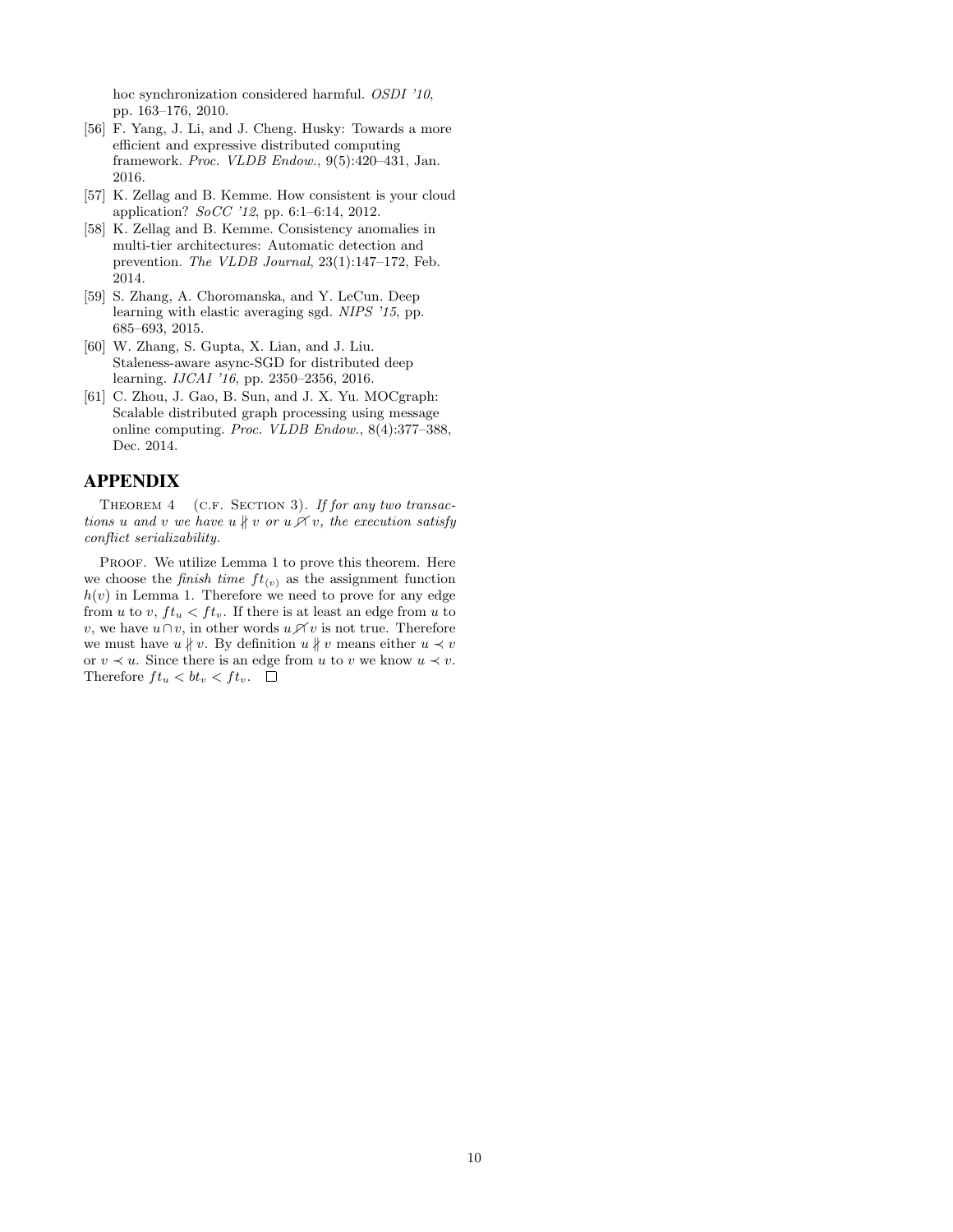hoc synchronization considered harmful. *OSDI '10*, pp. 163–176, 2010.

[56] F. Yang, J. Li, and J. Cheng. Husky: Towards a more efficient and expressive distributed computing framework. *Proc. VLDB Endow.*, 9(5):420–431, Jan. 2016.

[57] K. Zellag and B. Kemme. How consistent is your cloud application? *SoCC '12*, pp. 6:1–6:14, 2012.

[58] K. Zellag and B. Kemme. Consistency anomalies in multi-tier architectures: Automatic detection and prevention. *The VLDB Journal*, 23(1):147–172, Feb. 2014.

[59] S. Zhang, A. Choromanska, and Y. LeCun. Deep learning with elastic averaging sgd. *NIPS '15*, pp. 685–693, 2015.

[60] W. Zhang, S. Gupta, X. Lian, and J. Liu. Staleness-aware async-SGD for distributed deep learning. *IJCAI '16*, pp. 2350–2356, 2016.

[61] C. Zhou, J. Gao, B. Sun, and J. X. Yu. MOCgraph: Scalable distributed graph processing using message online computing. *Proc. VLDB Endow.*, 8(4):377–388, Dec. 2014.

# APPENDIX

THEOREM 4 (C.F. SECTION 3). *If for any two transactions $u$ and $v$ we have $u \not\parallel v$ or $u \not\cap v$, the execution satisfy conflict serializability.*

PROOF. We utilize Lemma 1 to prove this theorem. Here we choose the *finish time* $ft_{(v)}$ as the assignment function $h(v)$ in Lemma 1. Therefore we need to prove for any edge from $u$ to $v$, $ft_u < ft_v$. If there is at least an edge from $u$ to $v$, we have $u \cap v$, in other words $u \not\cap v$ is not true. Therefore we must have $u \not\parallel v$. By definition $u \not\parallel v$ means either $u \prec v$ or $v \prec u$. Since there is an edge from $u$ to $v$ we know $u \prec v$. Therefore $ft_u < bt_v < ft_v$. □